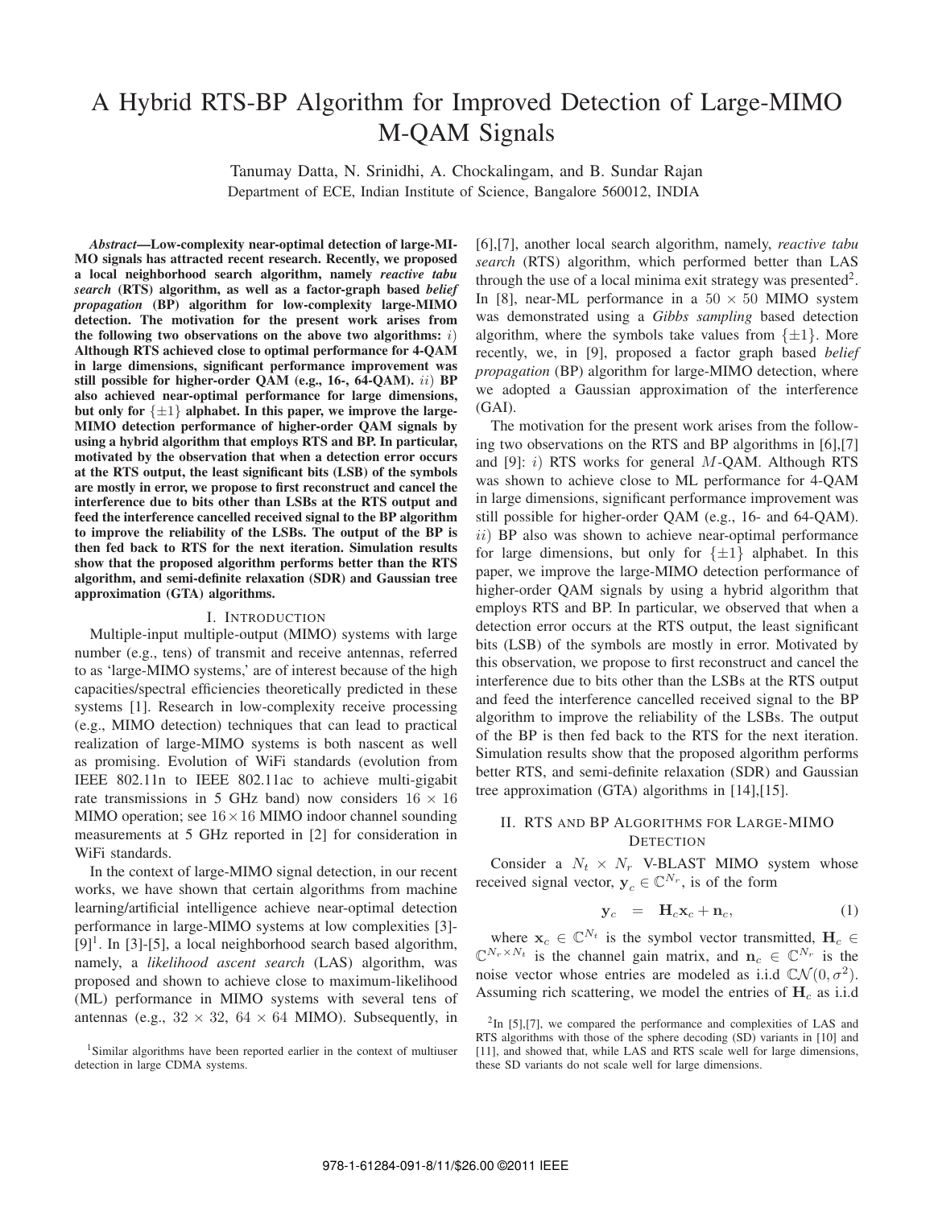# A Hybrid RTS-BP Algorithm for Improved Detection of Large-MIMO M-QAM Signals

Tanumay Datta, N. Srinidhi, A. Chockalingam, and B. Sundar Rajan
Department of ECE, Indian Institute of Science, Bangalore 560012, INDIA

***Abstract*—Low-complexity near-optimal detection of large-MIMO signals has attracted recent research. Recently, we proposed a local neighborhood search algorithm, namely *reactive tabu search* (RTS) algorithm, as well as a factor-graph based *belief propagation* (BP) algorithm for low-complexity large-MIMO detection. The motivation for the present work arises from the following two observations on the above two algorithms: $i)$ Although RTS achieved close to optimal performance for 4-QAM in large dimensions, significant performance improvement was still possible for higher-order QAM (e.g., 16-, 64-QAM). $ii)$ BP also achieved near-optimal performance for large dimensions, but only for $\{\pm 1\}$ alphabet. In this paper, we improve the large-MIMO detection performance of higher-order QAM signals by using a hybrid algorithm that employs RTS and BP. In particular, motivated by the observation that when a detection error occurs at the RTS output, the least significant bits (LSB) of the symbols are mostly in error, we propose to first reconstruct and cancel the interference due to bits other than LSBs at the RTS output and feed the interference cancelled received signal to the BP algorithm to improve the reliability of the LSBs. The output of the BP is then fed back to RTS for the next iteration. Simulation results show that the proposed algorithm performs better than the RTS algorithm, and semi-definite relaxation (SDR) and Gaussian tree approximation (GTA) algorithms.**

## I. Introduction

Multiple-input multiple-output (MIMO) systems with large number (e.g., tens) of transmit and receive antennas, referred to as 'large-MIMO systems,' are of interest because of the high capacities/spectral efficiencies theoretically predicted in these systems [1]. Research in low-complexity receive processing (e.g., MIMO detection) techniques that can lead to practical realization of large-MIMO systems is both nascent as well as promising. Evolution of WiFi standards (evolution from IEEE 802.11n to IEEE 802.11ac to achieve multi-gigabit rate transmissions in 5 GHz band) now considers $16 \times 16$ MIMO operation; see $16 \times 16$ MIMO indoor channel sounding measurements at 5 GHz reported in [2] for consideration in WiFi standards.

In the context of large-MIMO signal detection, in our recent works, we have shown that certain algorithms from machine learning/artificial intelligence achieve near-optimal detection performance in large-MIMO systems at low complexities [3]-[9][1]. In [3]-[5], a local neighborhood search based algorithm, namely, a *likelihood ascent search* (LAS) algorithm, was proposed and shown to achieve close to maximum-likelihood (ML) performance in MIMO systems with several tens of antennas (e.g., $32 \times 32$, $64 \times 64$ MIMO). Subsequently, in [6],[7], another local search algorithm, namely, *reactive tabu search* (RTS) algorithm, which performed better than LAS through the use of a local minima exit strategy was presented[2]. In [8], near-ML performance in a $50 \times 50$ MIMO system was demonstrated using a *Gibbs sampling* based detection algorithm, where the symbols take values from $\{\pm 1\}$. More recently, we, in [9], proposed a factor graph based *belief propagation* (BP) algorithm for large-MIMO detection, where we adopted a Gaussian approximation of the interference (GAI).

The motivation for the present work arises from the following two observations on the RTS and BP algorithms in [6],[7] and [9]: $i)$ RTS works for general $M$-QAM. Although RTS was shown to achieve close to ML performance for 4-QAM in large dimensions, significant performance improvement was still possible for higher-order QAM (e.g., 16- and 64-QAM). $ii)$ BP also was shown to achieve near-optimal performance for large dimensions, but only for $\{\pm 1\}$ alphabet. In this paper, we improve the large-MIMO detection performance of higher-order QAM signals by using a hybrid algorithm that employs RTS and BP. In particular, we observed that when a detection error occurs at the RTS output, the least significant bits (LSB) of the symbols are mostly in error. Motivated by this observation, we propose to first reconstruct and cancel the interference due to bits other than the LSBs at the RTS output and feed the interference cancelled received signal to the BP algorithm to improve the reliability of the LSBs. The output of the BP is then fed back to the RTS for the next iteration. Simulation results show that the proposed algorithm performs better RTS, and semi-definite relaxation (SDR) and Gaussian tree approximation (GTA) algorithms in [14],[15].

## II. RTS and BP Algorithms for Large-MIMO Detection

Consider a $N_t \times N_r$ V-BLAST MIMO system whose received signal vector, $\mathbf{y}_c \in \mathbb{C}^{N_r}$, is of the form

$$\mathbf{y}_c \;\; = \;\; \mathbf{H}_c \mathbf{x}_c + \mathbf{n}_c, \tag{1}$$

where $\mathbf{x}_c \in \mathbb{C}^{N_t}$ is the symbol vector transmitted, $\mathbf{H}_c \in \mathbb{C}^{N_r \times N_t}$ is the channel gain matrix, and $\mathbf{n}_c \in \mathbb{C}^{N_r}$ is the noise vector whose entries are modeled as i.i.d $\mathbb{CN}(0, \sigma^2)$. Assuming rich scattering, we model the entries of $\mathbf{H}_c$ as i.i.d

[1]Similar algorithms have been reported earlier in the context of multiuser detection in large CDMA systems.

[2]In [5],[7], we compared the performance and complexities of LAS and RTS algorithms with those of the sphere decoding (SD) variants in [10] and [11], and showed that, while LAS and RTS scale well for large dimensions, these SD variants do not scale well for large dimensions.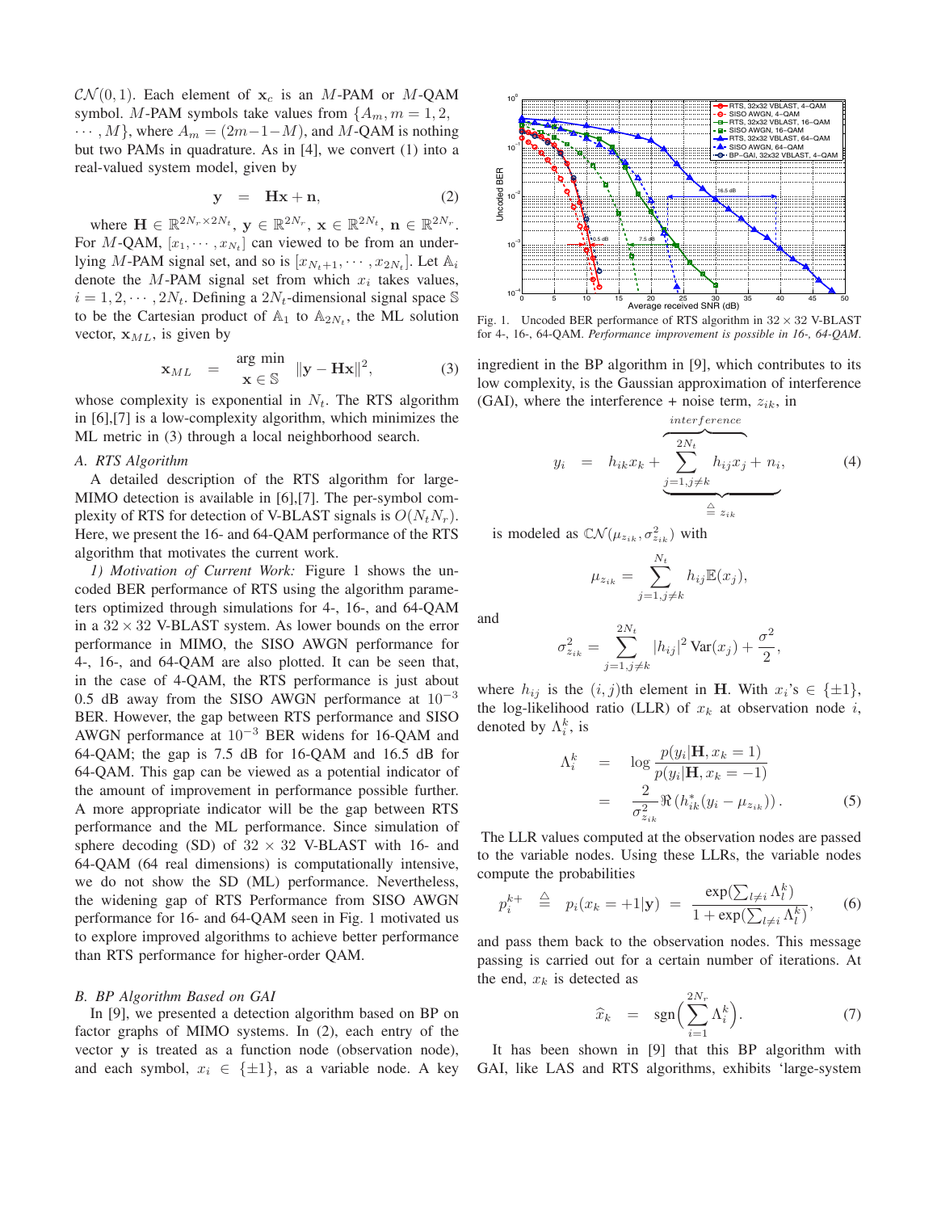$\mathcal{CN}(0, 1)$. Each element of $\mathbf{x}_c$ is an $M$-PAM or $M$-QAM symbol. $M$-PAM symbols take values from $\{A_m, m = 1, 2, \cdots, M\}$, where $A_m = (2m-1-M)$, and $M$-QAM is nothing but two PAMs in quadrature. As in [4], we convert (1) into a real-valued system model, given by

$$\mathbf{y} \quad = \quad \mathbf{H}\mathbf{x} + \mathbf{n}, \tag{2}$$

where $\mathbf{H} \in \mathbb{R}^{2N_r \times 2N_t}$, $\mathbf{y} \in \mathbb{R}^{2N_r}$, $\mathbf{x} \in \mathbb{R}^{2N_t}$, $\mathbf{n} \in \mathbb{R}^{2N_r}$. For $M$-QAM, $[x_1, \cdots, x_{N_t}]$ can viewed to be from an underlying $M$-PAM signal set, and so is $[x_{N_t+1}, \cdots, x_{2N_t}]$. Let $\mathbb{A}_i$ denote the $M$-PAM signal set from which $x_i$ takes values, $i = 1, 2, \cdots, 2N_t$. Defining a $2N_t$-dimensional signal space $\mathbb{S}$ to be the Cartesian product of $\mathbb{A}_1$ to $\mathbb{A}_{2N_t}$, the ML solution vector, $\mathbf{x}_{ML}$, is given by

$$\mathbf{x}_{ML} \quad = \quad \mathop{\arg\min}_{\mathbf{x} \in \mathbb{S}} \ \|\mathbf{y} - \mathbf{H}\mathbf{x}\|^2, \tag{3}$$

whose complexity is exponential in $N_t$. The RTS algorithm in [6],[7] is a low-complexity algorithm, which minimizes the ML metric in (3) through a local neighborhood search.

### A. RTS Algorithm

A detailed description of the RTS algorithm for large-MIMO detection is available in [6],[7]. The per-symbol complexity of RTS for detection of V-BLAST signals is $O(N_t N_r)$. Here, we present the 16- and 64-QAM performance of the RTS algorithm that motivates the current work.

*1) Motivation of Current Work:* Figure 1 shows the uncoded BER performance of RTS using the algorithm parameters optimized through simulations for 4-, 16-, and 64-QAM in a $32 \times 32$ V-BLAST system. As lower bounds on the error performance in MIMO, the SISO AWGN performance for 4-, 16-, and 64-QAM are also plotted. It can be seen that, in the case of 4-QAM, the RTS performance is just about 0.5 dB away from the SISO AWGN performance at $10^{-3}$ BER. However, the gap between RTS performance and SISO AWGN performance at $10^{-3}$ BER widens for 16-QAM and 64-QAM; the gap is 7.5 dB for 16-QAM and 16.5 dB for 64-QAM. This gap can be viewed as a potential indicator of the amount of improvement in performance possible further. A more appropriate indicator will be the gap between RTS performance and the ML performance. Since simulation of sphere decoding (SD) of $32 \times 32$ V-BLAST with 16- and 64-QAM (64 real dimensions) is computationally intensive, we do not show the SD (ML) performance. Nevertheless, the widening gap of RTS Performance from SISO AWGN performance for 16- and 64-QAM seen in Fig. 1 motivated us to explore improved algorithms to achieve better performance than RTS performance for higher-order QAM.

Fig. 1. Uncoded BER performance of RTS algorithm in $32 \times 32$ V-BLAST for 4-, 16-, 64-QAM. *Performance improvement is possible in 16-, 64-QAM.*

### B. BP Algorithm Based on GAI

In [9], we presented a detection algorithm based on BP on factor graphs of MIMO systems. In (2), each entry of the vector $\mathbf{y}$ is treated as a function node (observation node), and each symbol, $x_i \in \{\pm 1\}$, as a variable node. A key ingredient in the BP algorithm in [9], which contributes to its low complexity, is the Gaussian approximation of interference (GAI), where the interference + noise term, $z_{ik}$, in

$$y_i \quad = \quad h_{ik}x_k + \underbrace{\overbrace{\sum_{j=1, j\neq k}^{2N_t} h_{ij}x_j}^{interference} + n_i}_{\triangleq \ z_{ik}}, \tag{4}$$

is modeled as $\mathbb{C}\mathcal{N}(\mu_{z_{ik}}, \sigma^2_{z_{ik}})$ with

$$\mu_{z_{ik}} = \sum_{j=1, j\neq k}^{N_t} h_{ij}\mathbb{E}(x_j),$$

and

$$\sigma^2_{z_{ik}} = \sum_{j=1, j\neq k}^{2N_t} |h_{ij}|^2 \,\text{Var}(x_j) + \frac{\sigma^2}{2},$$

where $h_{ij}$ is the $(i, j)$th element in $\mathbf{H}$. With $x_i$'s $\in \{\pm 1\}$, the log-likelihood ratio (LLR) of $x_k$ at observation node $i$, denoted by $\Lambda_i^k$, is

$$\begin{aligned} \Lambda_i^k \quad &= \quad \log \frac{p(y_i|\mathbf{H}, x_k = 1)}{p(y_i|\mathbf{H}, x_k = -1)} \\ &= \quad \frac{2}{\sigma^2_{z_{ik}}} \Re\left(h^*_{ik}(y_i - \mu_{z_{ik}})\right). \end{aligned} \tag{5}$$

The LLR values computed at the observation nodes are passed to the variable nodes. Using these LLRs, the variable nodes compute the probabilities

$$p_i^{k+} \quad \triangleq \quad p_i(x_k = +1|\mathbf{y}) \quad = \quad \frac{\exp(\sum_{l\neq i}\Lambda_l^k)}{1 + \exp(\sum_{l\neq i}\Lambda_l^k)}, \tag{6}$$

and pass them back to the observation nodes. This message passing is carried out for a certain number of iterations. At the end, $x_k$ is detected as

$$\widehat{x}_k \quad = \quad \text{sgn}\Big(\sum_{i=1}^{2N_r}\Lambda_i^k\Big). \tag{7}$$

It has been shown in [9] that this BP algorithm with GAI, like LAS and RTS algorithms, exhibits 'large-system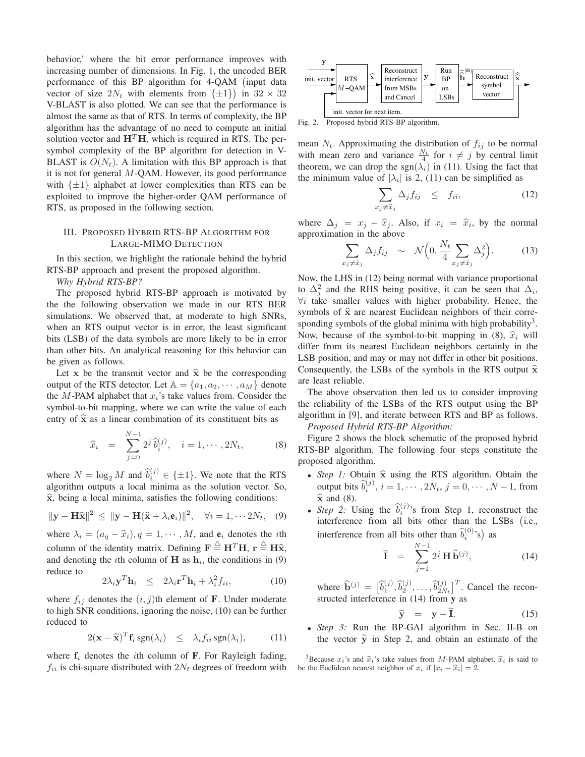behavior,' where the bit error performance improves with increasing number of dimensions. In Fig. 1, the uncoded BER performance of this BP algorithm for 4-QAM (input data vector of size $2N_t$ with elements from $\{\pm 1\}$) in $32 \times 32$ V-BLAST is also plotted. We can see that the performance is almost the same as that of RTS. In terms of complexity, the BP algorithm has the advantage of no need to compute an initial solution vector and $\mathbf{H}^T\mathbf{H}$, which is required in RTS. The per-symbol complexity of the BP algorithm for detection in V-BLAST is $O(N_t)$. A limitation with this BP approach is that it is not for general $M$-QAM. However, its good performance with $\{\pm 1\}$ alphabet at lower complexities than RTS can be exploited to improve the higher-order QAM performance of RTS, as proposed in the following section.

## III. Proposed Hybrid RTS-BP Algorithm for Large-MIMO Detection

In this section, we highlight the rationale behind the hybrid RTS-BP approach and present the proposed algorithm.

*Why Hybrid RTS-BP?*

The proposed hybrid RTS-BP approach is motivated by the the following observation we made in our RTS BER simulations. We observed that, at moderate to high SNRs, when an RTS output vector is in error, the least significant bits (LSB) of the data symbols are more likely to be in error than other bits. An analytical reasoning for this behavior can be given as follows.

Let $\mathbf{x}$ be the transmit vector and $\widehat{\mathbf{x}}$ be the corresponding output of the RTS detector. Let $\mathbb{A} = \{a_1, a_2, \cdots, a_M\}$ denote the $M$-PAM alphabet that $x_i$'s take values from. Consider the symbol-to-bit mapping, where we can write the value of each entry of $\widehat{\mathbf{x}}$ as a linear combination of its constituent bits as

$$\widehat{x}_i \;\; = \;\; \sum_{j=0}^{N-1} 2^j \, \widehat{b}_i^{(j)}, \quad i = 1, \cdots, 2N_t, \tag{8}$$

where $N = \log_2 M$ and $\widehat{b}_i^{(j)} \in \{\pm 1\}$. We note that the RTS algorithm outputs a local minima as the solution vector. So, $\widehat{\mathbf{x}}$, being a local minima, satisfies the following conditions:

$$\|\mathbf{y} - \mathbf{H}\widehat{\mathbf{x}}\|^2 \leq \|\mathbf{y} - \mathbf{H}(\widehat{\mathbf{x}} + \lambda_i \mathbf{e}_i)\|^2, \quad \forall i = 1, \cdots 2N_t, \tag{9}$$

where $\lambda_i = (a_q - \widehat{x}_i), q = 1, \cdots, M$, and $\mathbf{e}_i$ denotes the $i$th column of the identity matrix. Defining $\mathbf{F} \stackrel{\triangle}{=} \mathbf{H}^T\mathbf{H}$, $\mathbf{r} \stackrel{\triangle}{=} \mathbf{H}\widehat{\mathbf{x}}$, and denoting the $i$th column of $\mathbf{H}$ as $\mathbf{h}_i$, the conditions in (9) reduce to

$$2\lambda_i \mathbf{y}^T \mathbf{h}_i \;\; \leq \;\; 2\lambda_i \mathbf{r}^T \mathbf{h}_i + \lambda_i^2 f_{ii}, \tag{10}$$

where $f_{ij}$ denotes the $(i,j)$th element of $\mathbf{F}$. Under moderate to high SNR conditions, ignoring the noise, (10) can be further reduced to

$$2(\mathbf{x} - \widehat{\mathbf{x}})^T \mathbf{f}_i \, \text{sgn}(\lambda_i) \;\; \leq \;\; \lambda_i f_{ii} \, \text{sgn}(\lambda_i), \tag{11}$$

where $\mathbf{f}_i$ denotes the $i$th column of $\mathbf{F}$. For Rayleigh fading, $f_{ii}$ is chi-square distributed with $2N_t$ degrees of freedom with mean $N_t$. Approximating the distribution of $f_{ij}$ to be normal with mean zero and variance $\frac{N_t}{4}$ for $i \neq j$ by central limit theorem, we can drop the $\text{sgn}(\lambda_i)$ in (11). Using the fact that the minimum value of $|\lambda_i|$ is 2, (11) can be simplified as

$$\sum_{x_j \neq \widehat{x}_j} \Delta_j f_{ij} \;\; \leq \;\; f_{ii}, \tag{12}$$

where $\Delta_j = x_j - \widehat{x}_j$. Also, if $x_i = \widehat{x}_i$, by the normal approximation in the above

$$\sum_{x_j \neq \hat{x}_j} \Delta_j f_{ij} \;\; \sim \;\; \mathcal{N}\Big(0, \frac{N_t}{4} \sum_{x_j \neq \hat{x}_j} \Delta_j^2\Big). \tag{13}$$

Now, the LHS in (12) being normal with variance proportional to $\Delta_j^2$ and the RHS being positive, it can be seen that $\Delta_i$, $\forall i$ take smaller values with higher probability. Hence, the symbols of $\widehat{\mathbf{x}}$ are nearest Euclidean neighbors of their corresponding symbols of the global minima with high probability[3]. Now, because of the symbol-to-bit mapping in (8), $\widehat{x}_i$ will differ from its nearest Euclidean neighbors certainly in the LSB position, and may or may not differ in other bit positions. Consequently, the LSBs of the symbols in the RTS output $\widehat{\mathbf{x}}$ are least reliable.

The above observation then led us to consider improving the reliability of the LSBs of the RTS output using the BP algorithm in [9], and iterate between RTS and BP as follows.

*Proposed Hybrid RTS-BP Algorithm:*

Fig. 2. Proposed hybrid RTS-BP algorithm.

Figure 2 shows the block schematic of the proposed hybrid RTS-BP algorithm. The following four steps constitute the proposed algorithm.

- *Step 1:* Obtain $\widehat{\mathbf{x}}$ using the RTS algorithm. Obtain the output bits $\widehat{b}_i^{(j)}$, $i = 1, \cdots, 2N_t$, $j = 0, \cdots, N-1$, from $\widehat{\mathbf{x}}$ and (8).
- *Step 2:* Using the $\widehat{b}_i^{(j)}$'s from Step 1, reconstruct the interference from all bits other than the LSBs (i.e., interference from all bits other than $\widehat{b}_i^{(0)}$'s) as

$$\widetilde{\mathbf{I}} \;\; = \;\; \sum_{j=1}^{N-1} 2^j \, \mathbf{H} \, \widehat{\mathbf{b}}^{(j)}, \tag{14}$$

  where $\widehat{\mathbf{b}}^{(j)} = \big[\widehat{b}_1^{(j)}, \widehat{b}_2^{(j)}, \ldots, \widehat{b}_{2N_t}^{(j)}\big]^T$. Cancel the reconstructed interference in (14) from $\mathbf{y}$ as

$$\widetilde{\mathbf{y}} \;\; = \;\; \mathbf{y} - \widetilde{\mathbf{I}}. \tag{15}$$

- *Step 3:* Run the BP-GAI algorithm in Sec. II-B on the vector $\widetilde{\mathbf{y}}$ in Step 2, and obtain an estimate of the

[3] Because $x_i$'s and $\widehat{x}_i$'s take values from $M$-PAM alphabet, $\widehat{x}_i$ is said to be the Euclidean nearest neighbor of $x_i$ if $|x_i - \widehat{x}_i| = 2$.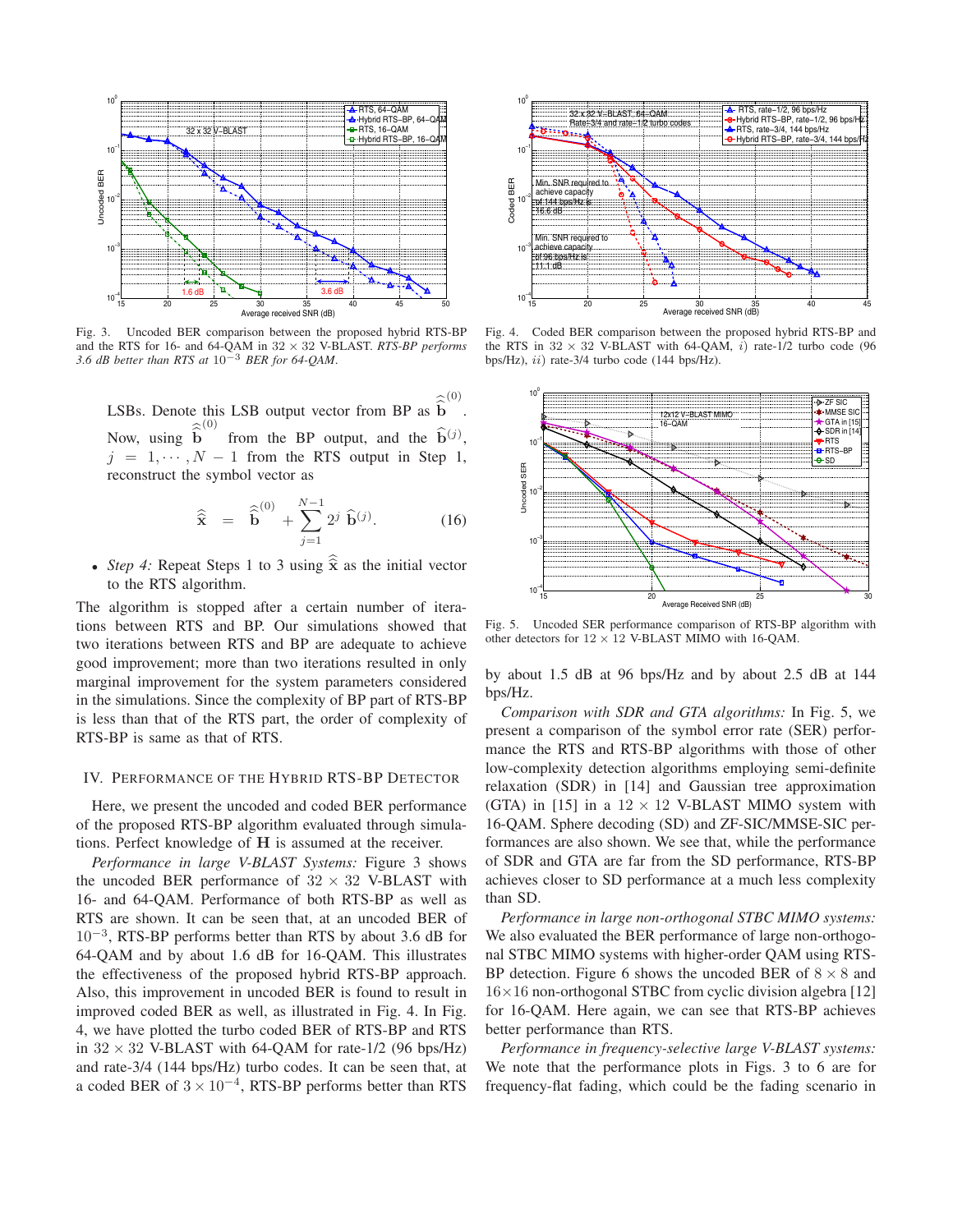Fig. 3. Uncoded BER comparison between the proposed hybrid RTS-BP and the RTS for 16- and 64-QAM in $32 \times 32$ V-BLAST. *RTS-BP performs 3.6 dB better than RTS at $10^{-3}$ BER for 64-QAM*.

LSBs. Denote this LSB output vector from BP as $\widehat{\widehat{\mathbf{b}}}^{(0)}$. Now, using $\widehat{\widehat{\mathbf{b}}}^{(0)}$ from the BP output, and the $\widehat{\mathbf{b}}^{(j)}$, $j = 1, \cdots, N-1$ from the RTS output in Step 1, reconstruct the symbol vector as

$$\widehat{\widehat{\mathbf{x}}} \;\; = \;\; \widehat{\widehat{\mathbf{b}}}^{(0)} + \sum_{j=1}^{N-1} 2^j \, \widehat{\mathbf{b}}^{(j)}. \qquad (16)$$

- *Step 4:* Repeat Steps 1 to 3 using $\widehat{\widehat{\mathbf{x}}}$ as the initial vector to the RTS algorithm.

The algorithm is stopped after a certain number of iterations between RTS and BP. Our simulations showed that two iterations between RTS and BP are adequate to achieve good improvement; more than two iterations resulted in only marginal improvement for the system parameters considered in the simulations. Since the complexity of BP part of RTS-BP is less than that of the RTS part, the order of complexity of RTS-BP is same as that of RTS.

## IV. Performance of the Hybrid RTS-BP Detector

Here, we present the uncoded and coded BER performance of the proposed RTS-BP algorithm evaluated through simulations. Perfect knowledge of $\mathbf{H}$ is assumed at the receiver.

*Performance in large V-BLAST Systems:* Figure 3 shows the uncoded BER performance of $32 \times 32$ V-BLAST with 16- and 64-QAM. Performance of both RTS-BP as well as RTS are shown. It can be seen that, at an uncoded BER of $10^{-3}$, RTS-BP performs better than RTS by about 3.6 dB for 64-QAM and by about 1.6 dB for 16-QAM. This illustrates the effectiveness of the proposed hybrid RTS-BP approach. Also, this improvement in uncoded BER is found to result in improved coded BER as well, as illustrated in Fig. 4. In Fig. 4, we have plotted the turbo coded BER of RTS-BP and RTS in $32 \times 32$ V-BLAST with 64-QAM for rate-1/2 (96 bps/Hz) and rate-3/4 (144 bps/Hz) turbo codes. It can be seen that, at a coded BER of $3 \times 10^{-4}$, RTS-BP performs better than RTS by about 1.5 dB at 96 bps/Hz and by about 2.5 dB at 144 bps/Hz.

Fig. 4. Coded BER comparison between the proposed hybrid RTS-BP and the RTS in $32 \times 32$ V-BLAST with 64-QAM, $i)$ rate-1/2 turbo code (96 bps/Hz), $ii)$ rate-3/4 turbo code (144 bps/Hz).

Fig. 5. Uncoded SER performance comparison of RTS-BP algorithm with other detectors for $12 \times 12$ V-BLAST MIMO with 16-QAM.

*Comparison with SDR and GTA algorithms:* In Fig. 5, we present a comparison of the symbol error rate (SER) performance the RTS and RTS-BP algorithms with those of other low-complexity detection algorithms employing semi-definite relaxation (SDR) in [14] and Gaussian tree approximation (GTA) in [15] in a $12 \times 12$ V-BLAST MIMO system with 16-QAM. Sphere decoding (SD) and ZF-SIC/MMSE-SIC performances are also shown. We see that, while the performance of SDR and GTA are far from the SD performance, RTS-BP achieves closer to SD performance at a much less complexity than SD.

*Performance in large non-orthogonal STBC MIMO systems:* We also evaluated the BER performance of large non-orthogonal STBC MIMO systems with higher-order QAM using RTS-BP detection. Figure 6 shows the uncoded BER of $8 \times 8$ and $16 \times 16$ non-orthogonal STBC from cyclic division algebra [12] for 16-QAM. Here again, we can see that RTS-BP achieves better performance than RTS.

*Performance in frequency-selective large V-BLAST systems:* We note that the performance plots in Figs. 3 to 6 are for frequency-flat fading, which could be the fading scenario in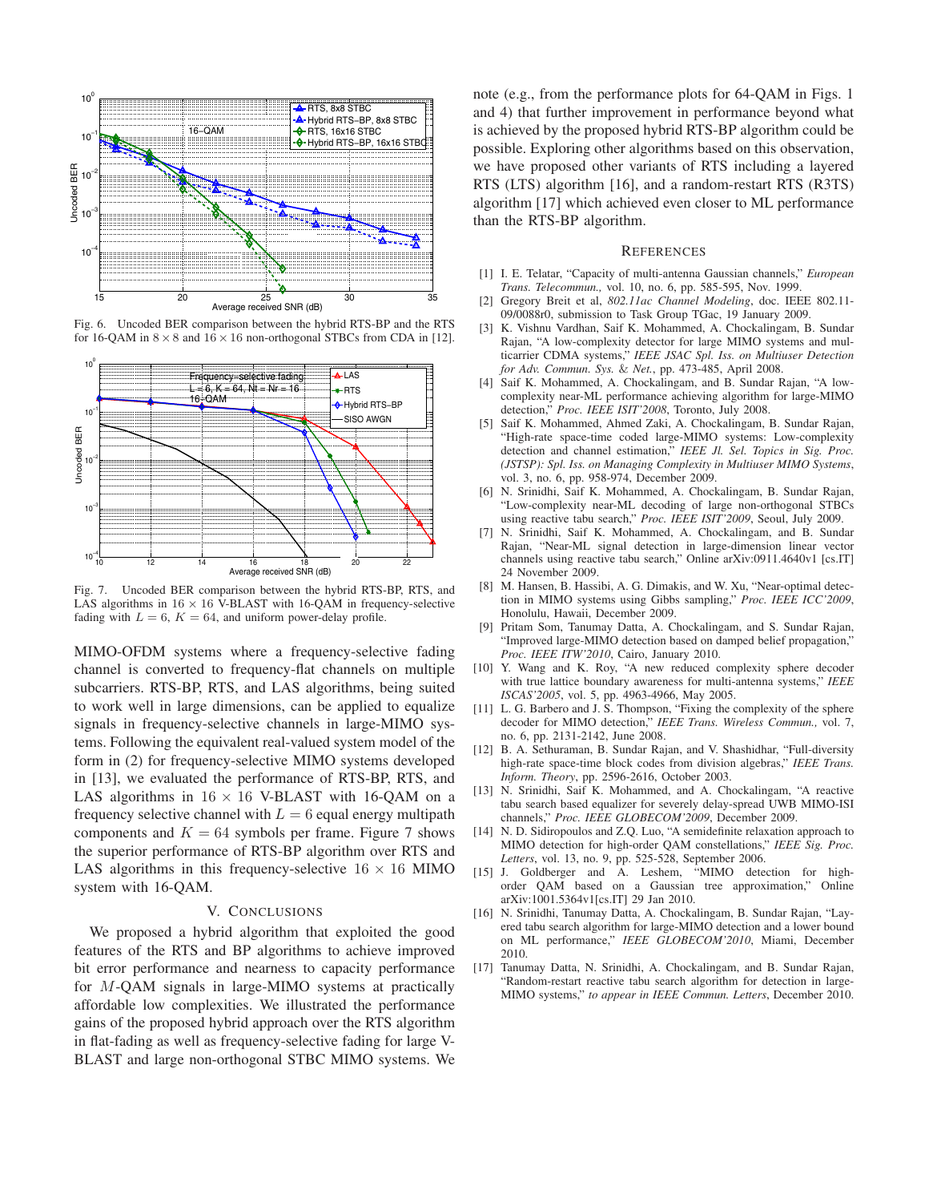10^0

10^-1

10^-2

10^-3

10^-4

Uncoded BER

15 20 25 30 35

Average received SNR (dB)

16–QAM

RTS, 8x8 STBC
Hybrid RTS–BP, 8x8 STBC
RTS, 16x16 STBC
Hybrid RTS–BP, 16x16 STBC

Fig. 6. Uncoded BER comparison between the hybrid RTS-BP and the RTS for 16-QAM in $8 \times 8$ and $16 \times 16$ non-orthogonal STBCs from CDA in [12].

10^0

10^-1

10^-2

10^-3

10^-4

Uncoded BER

10 12 14 16 18 20 22

Average received SNR (dB)

Frequency–selective fading
L = 6, K = 64, Nt = Nr = 16
16–QAM

LAS
RTS
Hybrid RTS–BP
SISO AWGN

Fig. 7. Uncoded BER comparison between the hybrid RTS-BP, RTS, and LAS algorithms in $16 \times 16$ V-BLAST with 16-QAM in frequency-selective fading with $L = 6$, $K = 64$, and uniform power-delay profile.

MIMO-OFDM systems where a frequency-selective fading channel is converted to frequency-flat channels on multiple subcarriers. RTS-BP, RTS, and LAS algorithms, being suited to work well in large dimensions, can be applied to equalize signals in frequency-selective channels in large-MIMO systems. Following the equivalent real-valued system model of the form in (2) for frequency-selective MIMO systems developed in [13], we evaluated the performance of RTS-BP, RTS, and LAS algorithms in $16 \times 16$ V-BLAST with 16-QAM on a frequency selective channel with $L = 6$ equal energy multipath components and $K = 64$ symbols per frame. Figure 7 shows the superior performance of RTS-BP algorithm over RTS and LAS algorithms in this frequency-selective $16 \times 16$ MIMO system with 16-QAM.

## V. Conclusions

We proposed a hybrid algorithm that exploited the good features of the RTS and BP algorithms to achieve improved bit error performance and nearness to capacity performance for $M$-QAM signals in large-MIMO systems at practically affordable low complexities. We illustrated the performance gains of the proposed hybrid approach over the RTS algorithm in flat-fading as well as frequency-selective fading for large V-BLAST and large non-orthogonal STBC MIMO systems. We note (e.g., from the performance plots for 64-QAM in Figs. 1 and 4) that further improvement in performance beyond what is achieved by the proposed hybrid RTS-BP algorithm could be possible. Exploring other algorithms based on this observation, we have proposed other variants of RTS including a layered RTS (LTS) algorithm [16], and a random-restart RTS (R3TS) algorithm [17] which achieved even closer to ML performance than the RTS-BP algorithm.

## References

[1] I. E. Telatar, "Capacity of multi-antenna Gaussian channels," *European Trans. Telecommun.,* vol. 10, no. 6, pp. 585-595, Nov. 1999.

[2] Gregory Breit et al, *802.11ac Channel Modeling*, doc. IEEE 802.11-09/0088r0, submission to Task Group TGac, 19 January 2009.

[3] K. Vishnu Vardhan, Saif K. Mohammed, A. Chockalingam, B. Sundar Rajan, "A low-complexity detector for large MIMO systems and multicarrier CDMA systems," *IEEE JSAC Spl. Iss. on Multiuser Detection for Adv. Commun. Sys. & Net.*, pp. 473-485, April 2008.

[4] Saif K. Mohammed, A. Chockalingam, and B. Sundar Rajan, "A low-complexity near-ML performance achieving algorithm for large-MIMO detection," *Proc. IEEE ISIT'2008*, Toronto, July 2008.

[5] Saif K. Mohammed, Ahmed Zaki, A. Chockalingam, B. Sundar Rajan, "High-rate space-time coded large-MIMO systems: Low-complexity detection and channel estimation," *IEEE Jl. Sel. Topics in Sig. Proc. (JSTSP): Spl. Iss. on Managing Complexity in Multiuser MIMO Systems*, vol. 3, no. 6, pp. 958-974, December 2009.

[6] N. Srinidhi, Saif K. Mohammed, A. Chockalingam, B. Sundar Rajan, "Low-complexity near-ML decoding of large non-orthogonal STBCs using reactive tabu search," *Proc. IEEE ISIT'2009*, Seoul, July 2009.

[7] N. Srinidhi, Saif K. Mohammed, A. Chockalingam, and B. Sundar Rajan, "Near-ML signal detection in large-dimension linear vector channels using reactive tabu search," Online arXiv:0911.4640v1 [cs.IT] 24 November 2009.

[8] M. Hansen, B. Hassibi, A. G. Dimakis, and W. Xu, "Near-optimal detection in MIMO systems using Gibbs sampling," *Proc. IEEE ICC'2009*, Honolulu, Hawaii, December 2009.

[9] Pritam Som, Tanumay Datta, A. Chockalingam, and S. Sundar Rajan, "Improved large-MIMO detection based on damped belief propagation," *Proc. IEEE ITW'2010*, Cairo, January 2010.

[10] Y. Wang and K. Roy, "A new reduced complexity sphere decoder with true lattice boundary awareness for multi-antenna systems," *IEEE ISCAS'2005*, vol. 5, pp. 4963-4966, May 2005.

[11] L. G. Barbero and J. S. Thompson, "Fixing the complexity of the sphere decoder for MIMO detection," *IEEE Trans. Wireless Commun.,* vol. 7, no. 6, pp. 2131-2142, June 2008.

[12] B. A. Sethuraman, B. Sundar Rajan, and V. Shashidhar, "Full-diversity high-rate space-time block codes from division algebras," *IEEE Trans. Inform. Theory*, pp. 2596-2616, October 2003.

[13] N. Srinidhi, Saif K. Mohammed, and A. Chockalingam, "A reactive tabu search based equalizer for severely delay-spread UWB MIMO-ISI channels," *Proc. IEEE GLOBECOM'2009*, December 2009.

[14] N. D. Sidiropoulos and Z.Q. Luo, "A semidefinite relaxation approach to MIMO detection for high-order QAM constellations," *IEEE Sig. Proc. Letters*, vol. 13, no. 9, pp. 525-528, September 2006.

[15] J. Goldberger and A. Leshem, "MIMO detection for high-order QAM based on a Gaussian tree approximation," Online arXiv:1001.5364v1[cs.IT] 29 Jan 2010.

[16] N. Srinidhi, Tanumay Datta, A. Chockalingam, B. Sundar Rajan, "Layered tabu search algorithm for large-MIMO detection and a lower bound on ML performance," *IEEE GLOBECOM'2010*, Miami, December 2010.

[17] Tanumay Datta, N. Srinidhi, A. Chockalingam, and B. Sundar Rajan, "Random-restart reactive tabu search algorithm for detection in large-MIMO systems," *to appear in IEEE Commun. Letters*, December 2010.